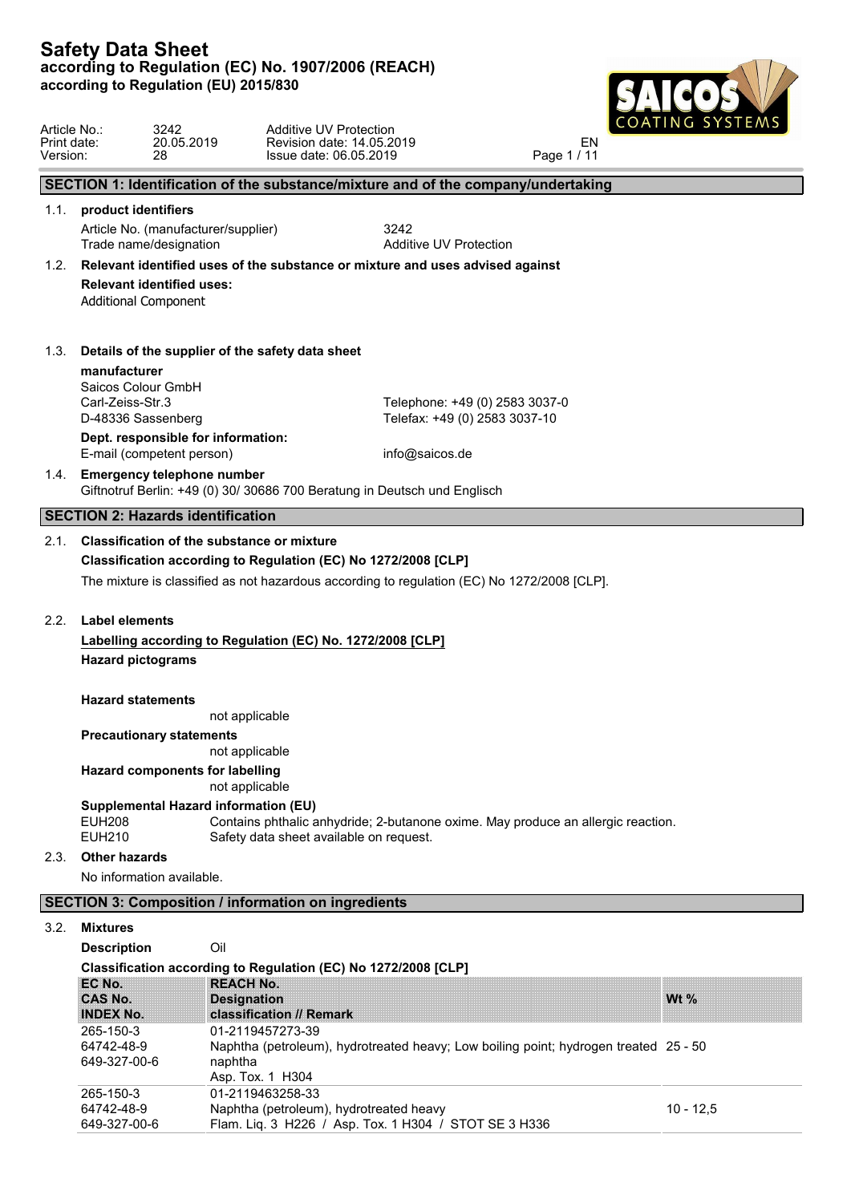# Safety Data Sheet

**according to Regulation (EC) No. 1907/2006 (REACH)**
**according to Regulation (EU) 2015/830**

| | | | |
|---|---|---|---|
| Article No.: | 3242 | Additive UV Protection | |
| Print date: | 20.05.2019 | Revision date: 14.05.2019 | EN |
| Version: | 28 | Issue date: 06.05.2019 | |

## SECTION 1: Identification of the substance/mixture and of the company/undertaking

### 1.1. product identifiers

Article No. (manufacturer/supplier) 3242
Trade name/designation Additive UV Protection

### 1.2. Relevant identified uses of the substance or mixture and uses advised against

**Relevant identified uses:**
Additional Component

### 1.3. Details of the supplier of the safety data sheet

**manufacturer**
Saicos Colour GmbH
Carl-Zeiss-Str.3
D-48336 Sassenberg

Telephone: +49 (0) 2583 3037-0
Telefax: +49 (0) 2583 3037-10

**Dept. responsible for information:**
E-mail (competent person) info@saicos.de

### 1.4. Emergency telephone number

Giftnotruf Berlin: +49 (0) 30/ 30686 700 Beratung in Deutsch und Englisch

## SECTION 2: Hazards identification

### 2.1. Classification of the substance or mixture

**Classification according to Regulation (EC) No 1272/2008 [CLP]**

The mixture is classified as not hazardous according to regulation (EC) No 1272/2008 [CLP].

### 2.2. Label elements

**Labelling according to Regulation (EC) No. 1272/2008 [CLP]**

**Hazard pictograms**

**Hazard statements**
not applicable

**Precautionary statements**
not applicable

**Hazard components for labelling**
not applicable

**Supplemental Hazard information (EU)**

EUH208 Contains phthalic anhydride; 2-butanone oxime. May produce an allergic reaction.
EUH210 Safety data sheet available on request.

### 2.3. Other hazards

No information available.

## SECTION 3: Composition / information on ingredients

### 3.2. Mixtures

**Description** Oil

**Classification according to Regulation (EC) No 1272/2008 [CLP]**

| EC No.<br>CAS No.<br>INDEX No. | REACH No.<br>Designation<br>classification // Remark | Wt % |
|---|---|---|
| 265-150-3<br>64742-48-9<br>649-327-00-6 | 01-2119457273-39<br>Naphtha (petroleum), hydrotreated heavy; Low boiling point; hydrogen treated naphtha<br>Asp. Tox. 1 H304 | 25 - 50 |
| 265-150-3<br>64742-48-9<br>649-327-00-6 | 01-2119463258-33<br>Naphtha (petroleum), hydrotreated heavy<br>Flam. Liq. 3 H226 / Asp. Tox. 1 H304 / STOT SE 3 H336 | 10 - 12,5 |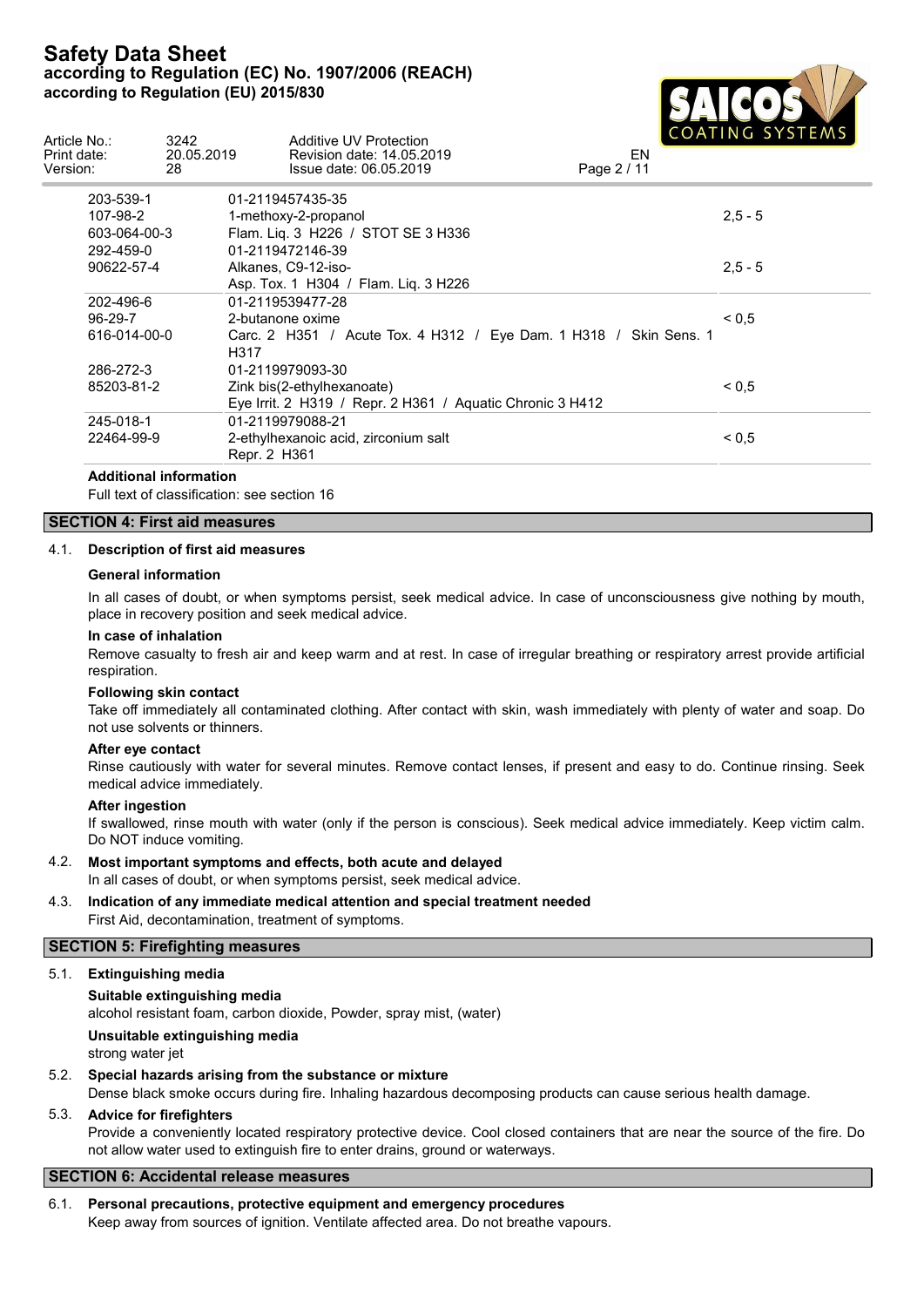| | | |
|---|---|---|
| 203-539-1 | 01-2119457435-35 | |
| 107-98-2 | 1-methoxy-2-propanol | 2,5 - 5 |
| 603-064-00-3 | Flam. Liq. 3 H226 / STOT SE 3 H336 | |
| 292-459-0 | 01-2119472146-39 | |
| 90622-57-4 | Alkanes, C9-12-iso- | 2,5 - 5 |
| | Asp. Tox. 1 H304 / Flam. Liq. 3 H226 | |
| 202-496-6 | 01-2119539477-28 | |
| 96-29-7 | 2-butanone oxime | < 0,5 |
| 616-014-00-0 | Carc. 2 H351 / Acute Tox. 4 H312 / Eye Dam. 1 H318 / Skin Sens. 1 H317 | |
| 286-272-3 | 01-2119979093-30 | |
| 85203-81-2 | Zink bis(2-ethylhexanoate) | < 0,5 |
| | Eye Irrit. 2 H319 / Repr. 2 H361 / Aquatic Chronic 3 H412 | |
| 245-018-1 | 01-2119979088-21 | |
| 22464-99-9 | 2-ethylhexanoic acid, zirconium salt | < 0,5 |
| | Repr. 2 H361 | |

**Additional information**

Full text of classification: see section 16

## SECTION 4: First aid measures

### 4.1. Description of first aid measures

**General information**

In all cases of doubt, or when symptoms persist, seek medical advice. In case of unconsciousness give nothing by mouth, place in recovery position and seek medical advice.

**In case of inhalation**

Remove casualty to fresh air and keep warm and at rest. In case of irregular breathing or respiratory arrest provide artificial respiration.

**Following skin contact**

Take off immediately all contaminated clothing. After contact with skin, wash immediately with plenty of water and soap. Do not use solvents or thinners.

**After eye contact**

Rinse cautiously with water for several minutes. Remove contact lenses, if present and easy to do. Continue rinsing. Seek medical advice immediately.

**After ingestion**

If swallowed, rinse mouth with water (only if the person is conscious). Seek medical advice immediately. Keep victim calm. Do NOT induce vomiting.

### 4.2. Most important symptoms and effects, both acute and delayed

In all cases of doubt, or when symptoms persist, seek medical advice.

### 4.3. Indication of any immediate medical attention and special treatment needed

First Aid, decontamination, treatment of symptoms.

## SECTION 5: Firefighting measures

### 5.1. Extinguishing media

**Suitable extinguishing media**

alcohol resistant foam, carbon dioxide, Powder, spray mist, (water)

**Unsuitable extinguishing media**

strong water jet

### 5.2. Special hazards arising from the substance or mixture

Dense black smoke occurs during fire. Inhaling hazardous decomposing products can cause serious health damage.

### 5.3. Advice for firefighters

Provide a conveniently located respiratory protective device. Cool closed containers that are near the source of the fire. Do not allow water used to extinguish fire to enter drains, ground or waterways.

## SECTION 6: Accidental release measures

### 6.1. Personal precautions, protective equipment and emergency procedures

Keep away from sources of ignition. Ventilate affected area. Do not breathe vapours.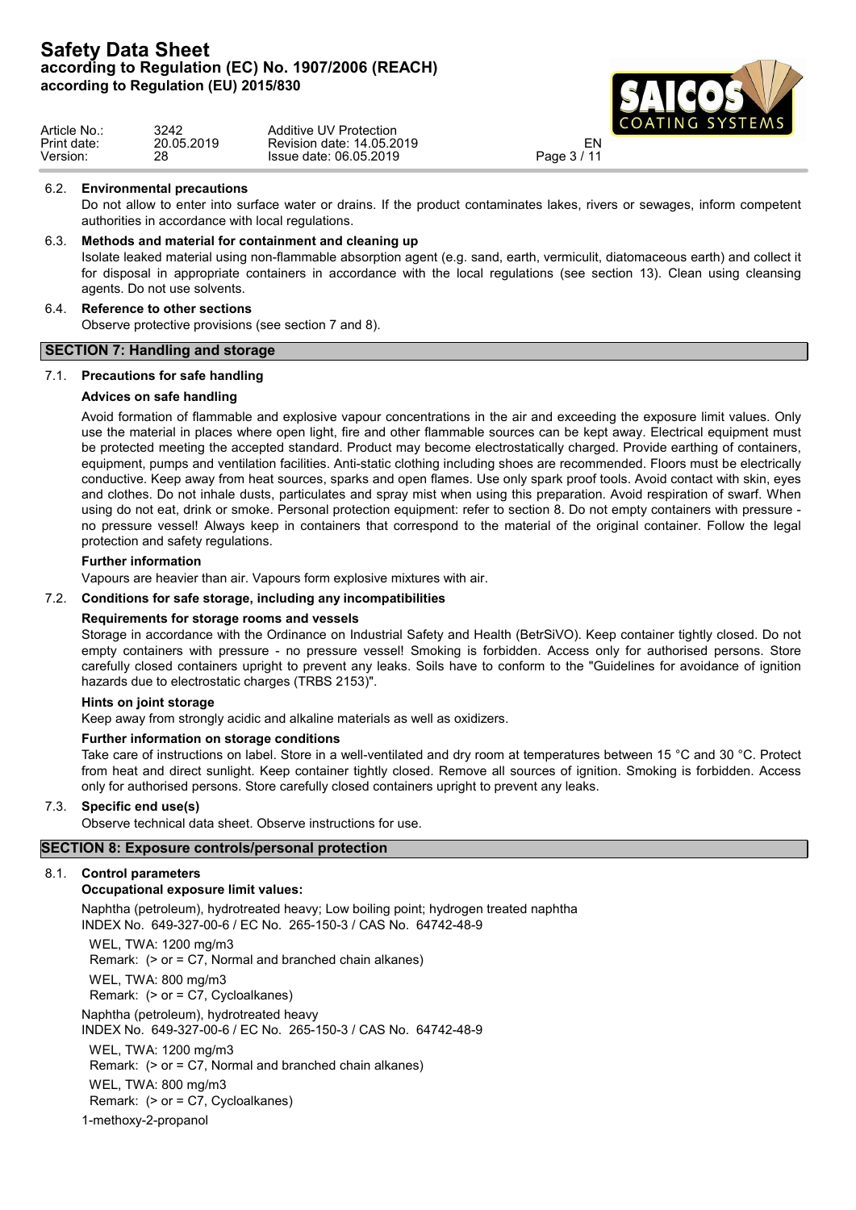### 6.2. Environmental precautions

Do not allow to enter into surface water or drains. If the product contaminates lakes, rivers or sewages, inform competent authorities in accordance with local regulations.

### 6.3. Methods and material for containment and cleaning up

Isolate leaked material using non-flammable absorption agent (e.g. sand, earth, vermiculit, diatomaceous earth) and collect it for disposal in appropriate containers in accordance with the local regulations (see section 13). Clean using cleansing agents. Do not use solvents.

### 6.4. Reference to other sections

Observe protective provisions (see section 7 and 8).

## SECTION 7: Handling and storage

### 7.1. Precautions for safe handling

**Advices on safe handling**

Avoid formation of flammable and explosive vapour concentrations in the air and exceeding the exposure limit values. Only use the material in places where open light, fire and other flammable sources can be kept away. Electrical equipment must be protected meeting the accepted standard. Product may become electrostatically charged. Provide earthing of containers, equipment, pumps and ventilation facilities. Anti-static clothing including shoes are recommended. Floors must be electrically conductive. Keep away from heat sources, sparks and open flames. Use only spark proof tools. Avoid contact with skin, eyes and clothes. Do not inhale dusts, particulates and spray mist when using this preparation. Avoid respiration of swarf. When using do not eat, drink or smoke. Personal protection equipment: refer to section 8. Do not empty containers with pressure - no pressure vessel! Always keep in containers that correspond to the material of the original container. Follow the legal protection and safety regulations.

**Further information**

Vapours are heavier than air. Vapours form explosive mixtures with air.

### 7.2. Conditions for safe storage, including any incompatibilities

**Requirements for storage rooms and vessels**

Storage in accordance with the Ordinance on Industrial Safety and Health (BetrSiVO). Keep container tightly closed. Do not empty containers with pressure - no pressure vessel! Smoking is forbidden. Access only for authorised persons. Store carefully closed containers upright to prevent any leaks. Soils have to conform to the "Guidelines for avoidance of ignition hazards due to electrostatic charges (TRBS 2153)".

**Hints on joint storage**

Keep away from strongly acidic and alkaline materials as well as oxidizers.

**Further information on storage conditions**

Take care of instructions on label. Store in a well-ventilated and dry room at temperatures between 15 °C and 30 °C. Protect from heat and direct sunlight. Keep container tightly closed. Remove all sources of ignition. Smoking is forbidden. Access only for authorised persons. Store carefully closed containers upright to prevent any leaks.

### 7.3. Specific end use(s)

Observe technical data sheet. Observe instructions for use.

## SECTION 8: Exposure controls/personal protection

### 8.1. Control parameters

**Occupational exposure limit values:**

Naphtha (petroleum), hydrotreated heavy; Low boiling point; hydrogen treated naphtha
INDEX No. 649-327-00-6 / EC No. 265-150-3 / CAS No. 64742-48-9

WEL, TWA: 1200 mg/m3
Remark: (> or = C7, Normal and branched chain alkanes)

WEL, TWA: 800 mg/m3
Remark: (> or = C7, Cycloalkanes)

Naphtha (petroleum), hydrotreated heavy
INDEX No. 649-327-00-6 / EC No. 265-150-3 / CAS No. 64742-48-9

WEL, TWA: 1200 mg/m3
Remark: (> or = C7, Normal and branched chain alkanes)

WEL, TWA: 800 mg/m3
Remark: (> or = C7, Cycloalkanes)

1-methoxy-2-propanol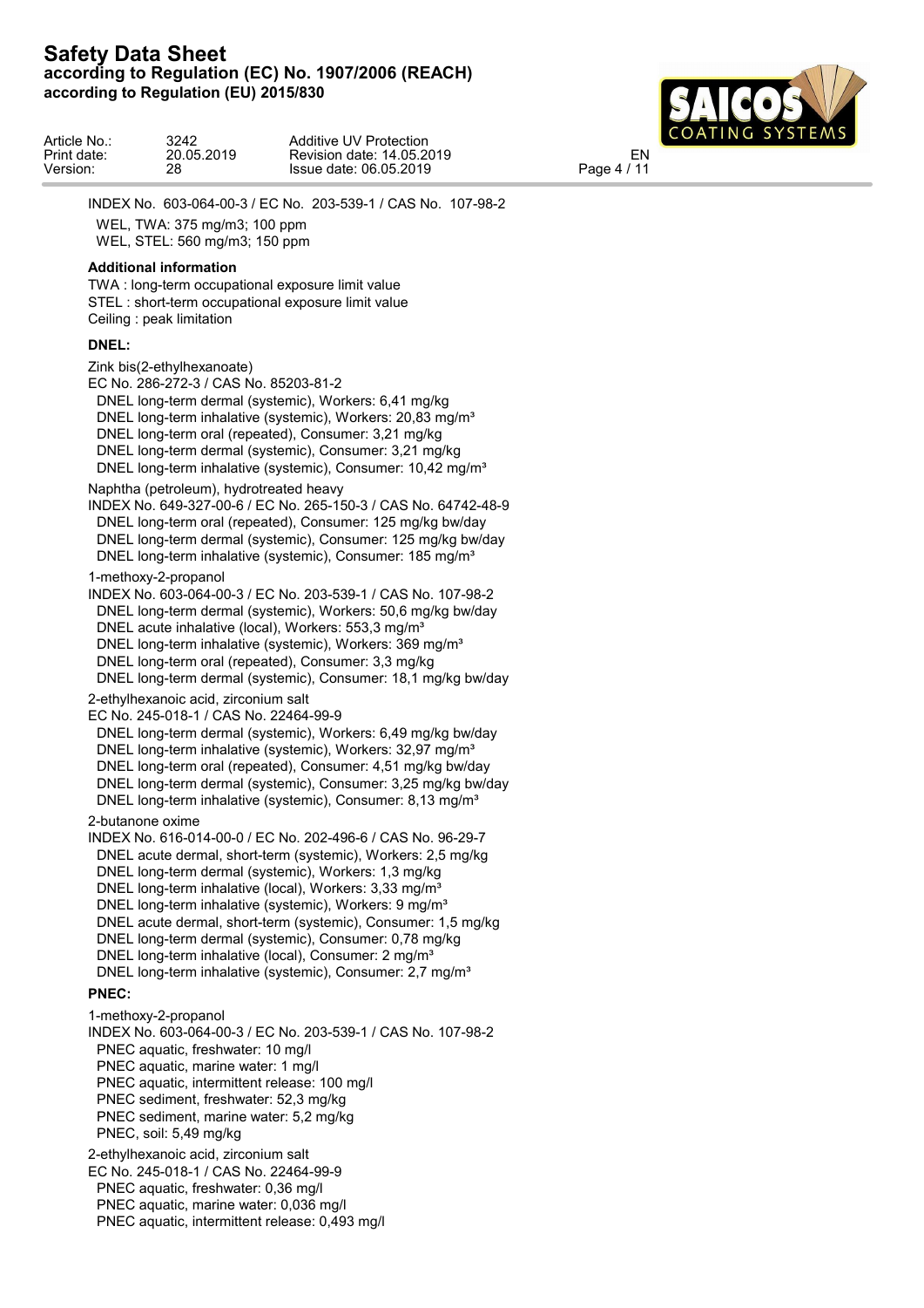INDEX No. 603-064-00-3 / EC No. 203-539-1 / CAS No. 107-98-2

WEL, TWA: 375 mg/m3; 100 ppm
WEL, STEL: 560 mg/m3; 150 ppm

**Additional information**

TWA : long-term occupational exposure limit value
STEL : short-term occupational exposure limit value
Ceiling : peak limitation

**DNEL:**

Zink bis(2-ethylhexanoate)
EC No. 286-272-3 / CAS No. 85203-81-2
DNEL long-term dermal (systemic), Workers: 6,41 mg/kg
DNEL long-term inhalative (systemic), Workers: 20,83 mg/m³
DNEL long-term oral (repeated), Consumer: 3,21 mg/kg
DNEL long-term dermal (systemic), Consumer: 3,21 mg/kg
DNEL long-term inhalative (systemic), Consumer: 10,42 mg/m³

Naphtha (petroleum), hydrotreated heavy
INDEX No. 649-327-00-6 / EC No. 265-150-3 / CAS No. 64742-48-9
DNEL long-term oral (repeated), Consumer: 125 mg/kg bw/day
DNEL long-term dermal (systemic), Consumer: 125 mg/kg bw/day
DNEL long-term inhalative (systemic), Consumer: 185 mg/m³

1-methoxy-2-propanol
INDEX No. 603-064-00-3 / EC No. 203-539-1 / CAS No. 107-98-2
DNEL long-term dermal (systemic), Workers: 50,6 mg/kg bw/day
DNEL acute inhalative (local), Workers: 553,3 mg/m³
DNEL long-term inhalative (systemic), Workers: 369 mg/m³
DNEL long-term oral (repeated), Consumer: 3,3 mg/kg
DNEL long-term dermal (systemic), Consumer: 18,1 mg/kg bw/day

2-ethylhexanoic acid, zirconium salt
EC No. 245-018-1 / CAS No. 22464-99-9
DNEL long-term dermal (systemic), Workers: 6,49 mg/kg bw/day
DNEL long-term inhalative (systemic), Workers: 32,97 mg/m³
DNEL long-term oral (repeated), Consumer: 4,51 mg/kg bw/day
DNEL long-term dermal (systemic), Consumer: 3,25 mg/kg bw/day
DNEL long-term inhalative (systemic), Consumer: 8,13 mg/m³

2-butanone oxime
INDEX No. 616-014-00-0 / EC No. 202-496-6 / CAS No. 96-29-7
DNEL acute dermal, short-term (systemic), Workers: 2,5 mg/kg
DNEL long-term dermal (systemic), Workers: 1,3 mg/kg
DNEL long-term inhalative (local), Workers: 3,33 mg/m³
DNEL long-term inhalative (systemic), Workers: 9 mg/m³
DNEL acute dermal, short-term (systemic), Consumer: 1,5 mg/kg
DNEL long-term dermal (systemic), Consumer: 0,78 mg/kg
DNEL long-term inhalative (local), Consumer: 2 mg/m³
DNEL long-term inhalative (systemic), Consumer: 2,7 mg/m³

**PNEC:**

1-methoxy-2-propanol
INDEX No. 603-064-00-3 / EC No. 203-539-1 / CAS No. 107-98-2
PNEC aquatic, freshwater: 10 mg/l
PNEC aquatic, marine water: 1 mg/l
PNEC aquatic, intermittent release: 100 mg/l
PNEC sediment, freshwater: 52,3 mg/kg
PNEC sediment, marine water: 5,2 mg/kg
PNEC, soil: 5,49 mg/kg

2-ethylhexanoic acid, zirconium salt
EC No. 245-018-1 / CAS No. 22464-99-9
PNEC aquatic, freshwater: 0,36 mg/l
PNEC aquatic, marine water: 0,036 mg/l
PNEC aquatic, intermittent release: 0,493 mg/l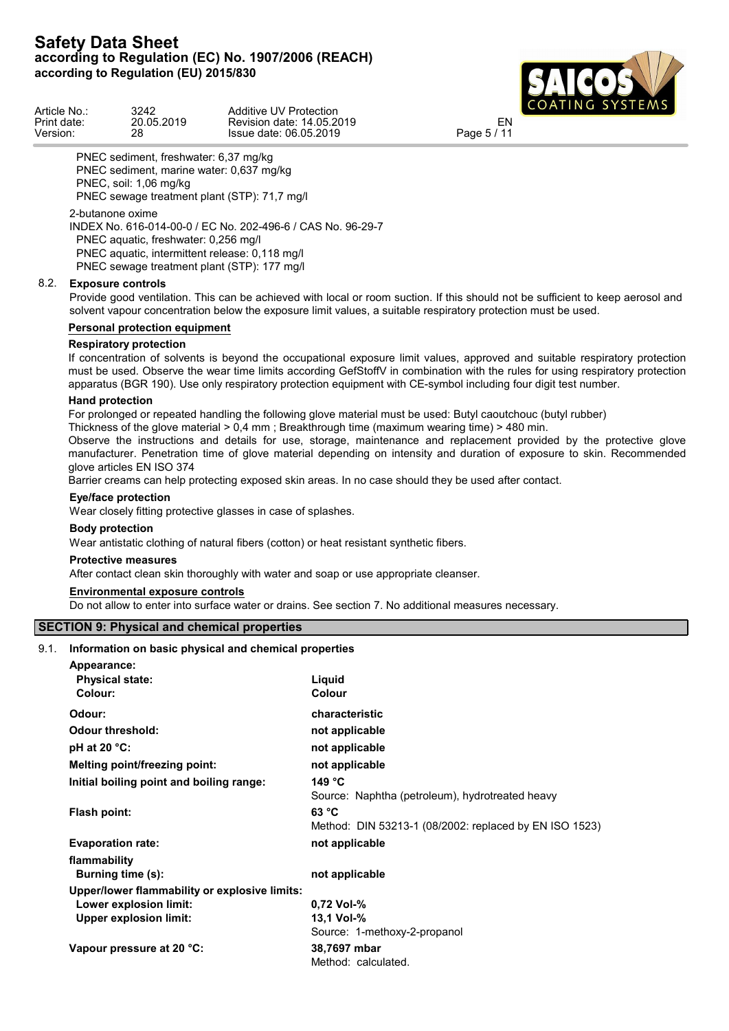PNEC sediment, freshwater: 6,37 mg/kg
PNEC sediment, marine water: 0,637 mg/kg
PNEC, soil: 1,06 mg/kg
PNEC sewage treatment plant (STP): 71,7 mg/l

2-butanone oxime
INDEX No. 616-014-00-0 / EC No. 202-496-6 / CAS No. 96-29-7
PNEC aquatic, freshwater: 0,256 mg/l
PNEC aquatic, intermittent release: 0,118 mg/l
PNEC sewage treatment plant (STP): 177 mg/l

### 8.2. Exposure controls

Provide good ventilation. This can be achieved with local or room suction. If this should not be sufficient to keep aerosol and solvent vapour concentration below the exposure limit values, a suitable respiratory protection must be used.

**Personal protection equipment**

**Respiratory protection**

If concentration of solvents is beyond the occupational exposure limit values, approved and suitable respiratory protection must be used. Observe the wear time limits according GefStoffV in combination with the rules for using respiratory protection apparatus (BGR 190). Use only respiratory protection equipment with CE-symbol including four digit test number.

**Hand protection**

For prolonged or repeated handling the following glove material must be used: Butyl caoutchouc (butyl rubber)
Thickness of the glove material > 0,4 mm ; Breakthrough time (maximum wearing time) > 480 min.
Observe the instructions and details for use, storage, maintenance and replacement provided by the protective glove manufacturer. Penetration time of glove material depending on intensity and duration of exposure to skin. Recommended glove articles EN ISO 374
Barrier creams can help protecting exposed skin areas. In no case should they be used after contact.

**Eye/face protection**

Wear closely fitting protective glasses in case of splashes.

**Body protection**

Wear antistatic clothing of natural fibers (cotton) or heat resistant synthetic fibers.

**Protective measures**

After contact clean skin thoroughly with water and soap or use appropriate cleanser.

**Environmental exposure controls**

Do not allow to enter into surface water or drains. See section 7. No additional measures necessary.

## SECTION 9: Physical and chemical properties

### 9.1. Information on basic physical and chemical properties

| Property | Value |
|---|---|
| **Appearance:** | |
| **Physical state:** | **Liquid** |
| **Colour:** | **Colour** |
| **Odour:** | **characteristic** |
| **Odour threshold:** | **not applicable** |
| **pH at 20 °C:** | **not applicable** |
| **Melting point/freezing point:** | **not applicable** |
| **Initial boiling point and boiling range:** | **149 °C**<br>Source: Naphtha (petroleum), hydrotreated heavy |
| **Flash point:** | **63 °C**<br>Method: DIN 53213-1 (08/2002: replaced by EN ISO 1523) |
| **Evaporation rate:** | **not applicable** |
| **flammability** | |
| **Burning time (s):** | **not applicable** |
| **Upper/lower flammability or explosive limits:** | |
| **Lower explosion limit:** | **0,72 Vol-%** |
| **Upper explosion limit:** | **13,1 Vol-%**<br>Source: 1-methoxy-2-propanol |
| **Vapour pressure at 20 °C:** | **38,7697 mbar**<br>Method: calculated. |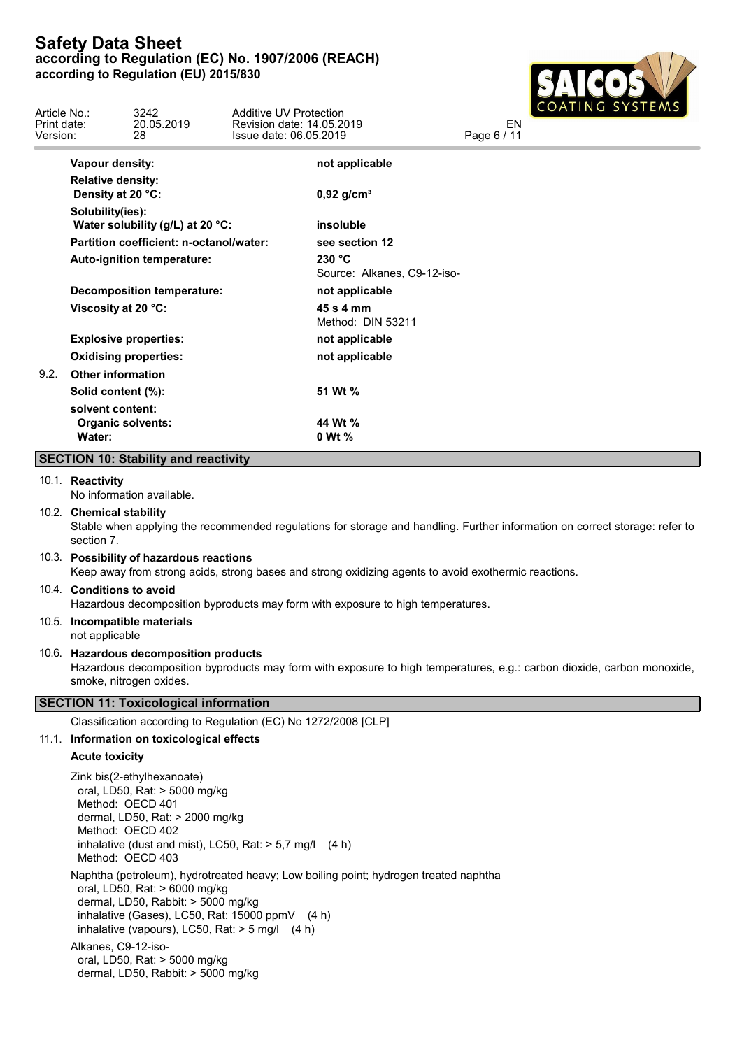| | |
|---|---|
| **Vapour density:** | **not applicable** |
| **Relative density:** | |
| **Density at 20 °C:** | **0,92 g/cm³** |
| **Solubility(ies):** | |
| **Water solubility (g/L) at 20 °C:** | **insoluble** |
| **Partition coefficient: n-octanol/water:** | **see section 12** |
| **Auto-ignition temperature:** | **230 °C**<br>Source: Alkanes, C9-12-iso- |
| **Decomposition temperature:** | **not applicable** |
| **Viscosity at 20 °C:** | **45 s 4 mm**<br>Method: DIN 53211 |
| **Explosive properties:** | **not applicable** |
| **Oxidising properties:** | **not applicable** |

**9.2. Other information**

| | |
|---|---|
| **Solid content (%):** | **51 Wt %** |
| **solvent content:** | |
| **Organic solvents:** | **44 Wt %** |
| **Water:** | **0 Wt %** |

## SECTION 10: Stability and reactivity

**10.1. Reactivity**

No information available.

**10.2. Chemical stability**

Stable when applying the recommended regulations for storage and handling. Further information on correct storage: refer to section 7.

**10.3. Possibility of hazardous reactions**

Keep away from strong acids, strong bases and strong oxidizing agents to avoid exothermic reactions.

**10.4. Conditions to avoid**

Hazardous decomposition byproducts may form with exposure to high temperatures.

**10.5. Incompatible materials**

not applicable

**10.6. Hazardous decomposition products**

Hazardous decomposition byproducts may form with exposure to high temperatures, e.g.: carbon dioxide, carbon monoxide, smoke, nitrogen oxides.

## SECTION 11: Toxicological information

Classification according to Regulation (EC) No 1272/2008 [CLP]

**11.1. Information on toxicological effects**

**Acute toxicity**

Zink bis(2-ethylhexanoate)
oral, LD50, Rat: > 5000 mg/kg
Method: OECD 401
dermal, LD50, Rat: > 2000 mg/kg
Method: OECD 402
inhalative (dust and mist), LC50, Rat: > 5,7 mg/l (4 h)
Method: OECD 403

Naphtha (petroleum), hydrotreated heavy; Low boiling point; hydrogen treated naphtha
oral, LD50, Rat: > 6000 mg/kg
dermal, LD50, Rabbit: > 5000 mg/kg
inhalative (Gases), LC50, Rat: 15000 ppmV (4 h)
inhalative (vapours), LC50, Rat: > 5 mg/l (4 h)

Alkanes, C9-12-iso-
oral, LD50, Rat: > 5000 mg/kg
dermal, LD50, Rabbit: > 5000 mg/kg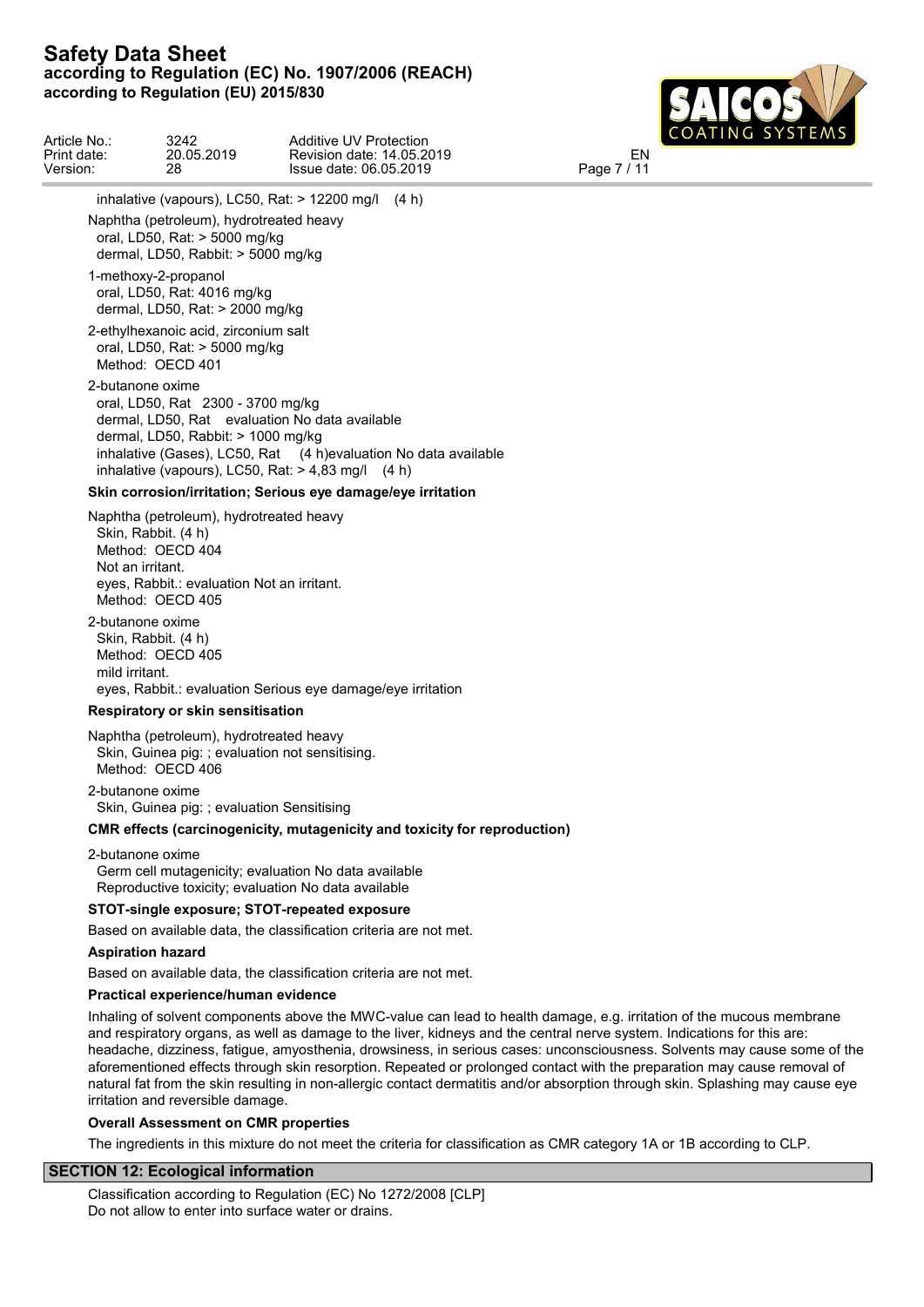inhalative (vapours), LC50, Rat: > 12200 mg/l (4 h)

Naphtha (petroleum), hydrotreated heavy
oral, LD50, Rat: > 5000 mg/kg
dermal, LD50, Rabbit: > 5000 mg/kg

1-methoxy-2-propanol
oral, LD50, Rat: 4016 mg/kg
dermal, LD50, Rat: > 2000 mg/kg

2-ethylhexanoic acid, zirconium salt
oral, LD50, Rat: > 5000 mg/kg
Method: OECD 401

2-butanone oxime
oral, LD50, Rat 2300 - 3700 mg/kg
dermal, LD50, Rat evaluation No data available
dermal, LD50, Rabbit: > 1000 mg/kg
inhalative (Gases), LC50, Rat (4 h)evaluation No data available
inhalative (vapours), LC50, Rat: > 4,83 mg/l (4 h)

**Skin corrosion/irritation; Serious eye damage/eye irritation**

Naphtha (petroleum), hydrotreated heavy
Skin, Rabbit. (4 h)
Method: OECD 404
Not an irritant.
eyes, Rabbit.: evaluation Not an irritant.
Method: OECD 405

2-butanone oxime
Skin, Rabbit. (4 h)
Method: OECD 405
mild irritant.
eyes, Rabbit.: evaluation Serious eye damage/eye irritation

**Respiratory or skin sensitisation**

Naphtha (petroleum), hydrotreated heavy
Skin, Guinea pig: ; evaluation not sensitising.
Method: OECD 406

2-butanone oxime
Skin, Guinea pig: ; evaluation Sensitising

**CMR effects (carcinogenicity, mutagenicity and toxicity for reproduction)**

2-butanone oxime
Germ cell mutagenicity; evaluation No data available
Reproductive toxicity; evaluation No data available

**STOT-single exposure; STOT-repeated exposure**

Based on available data, the classification criteria are not met.

**Aspiration hazard**

Based on available data, the classification criteria are not met.

**Practical experience/human evidence**

Inhaling of solvent components above the MWC-value can lead to health damage, e.g. irritation of the mucous membrane and respiratory organs, as well as damage to the liver, kidneys and the central nerve system. Indications for this are: headache, dizziness, fatigue, amyosthenia, drowsiness, in serious cases: unconsciousness. Solvents may cause some of the aforementioned effects through skin resorption. Repeated or prolonged contact with the preparation may cause removal of natural fat from the skin resulting in non-allergic contact dermatitis and/or absorption through skin. Splashing may cause eye irritation and reversible damage.

**Overall Assessment on CMR properties**

The ingredients in this mixture do not meet the criteria for classification as CMR category 1A or 1B according to CLP.

## SECTION 12: Ecological information

Classification according to Regulation (EC) No 1272/2008 [CLP]
Do not allow to enter into surface water or drains.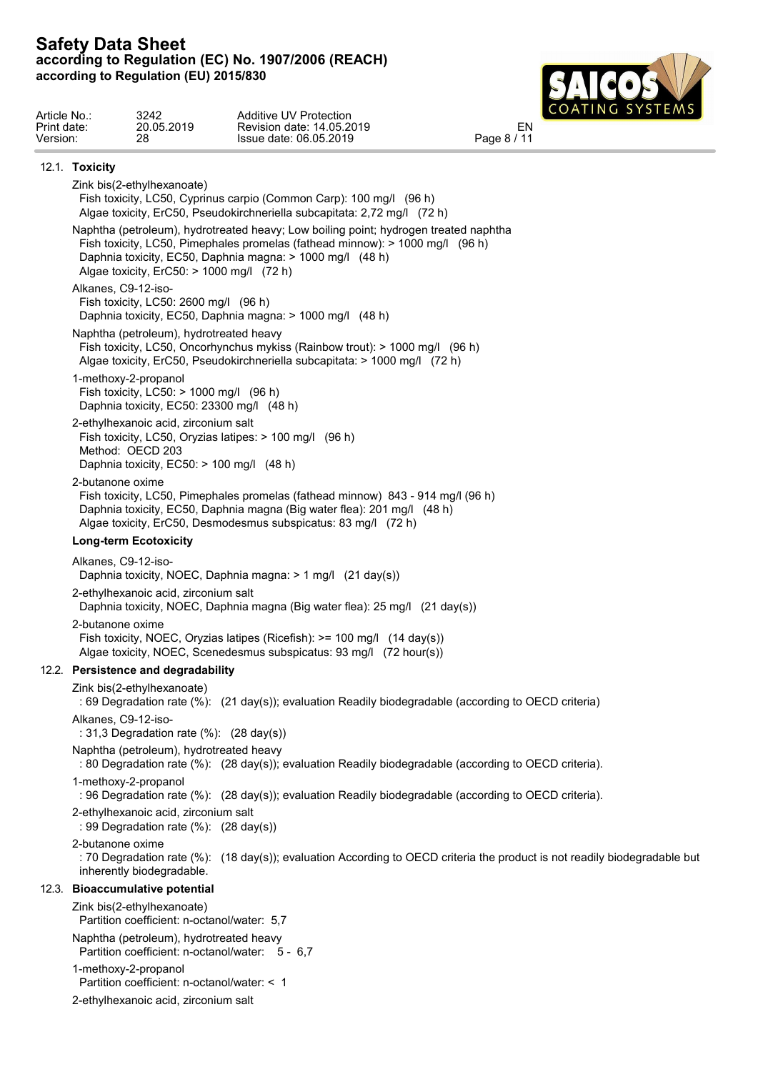### 12.1. Toxicity

Zink bis(2-ethylhexanoate)
Fish toxicity, LC50, Cyprinus carpio (Common Carp): 100 mg/l (96 h)
Algae toxicity, ErC50, Pseudokirchneriella subcapitata: 2,72 mg/l (72 h)

Naphtha (petroleum), hydrotreated heavy; Low boiling point; hydrogen treated naphtha
Fish toxicity, LC50, Pimephales promelas (fathead minnow): > 1000 mg/l (96 h)
Daphnia toxicity, EC50, Daphnia magna: > 1000 mg/l (48 h)
Algae toxicity, ErC50: > 1000 mg/l (72 h)

Alkanes, C9-12-iso-
Fish toxicity, LC50: 2600 mg/l (96 h)
Daphnia toxicity, EC50, Daphnia magna: > 1000 mg/l (48 h)

Naphtha (petroleum), hydrotreated heavy
Fish toxicity, LC50, Oncorhynchus mykiss (Rainbow trout): > 1000 mg/l (96 h)
Algae toxicity, ErC50, Pseudokirchneriella subcapitata: > 1000 mg/l (72 h)

1-methoxy-2-propanol
Fish toxicity, LC50: > 1000 mg/l (96 h)
Daphnia toxicity, EC50: 23300 mg/l (48 h)

2-ethylhexanoic acid, zirconium salt
Fish toxicity, LC50, Oryzias latipes: > 100 mg/l (96 h)
Method: OECD 203
Daphnia toxicity, EC50: > 100 mg/l (48 h)

2-butanone oxime
Fish toxicity, LC50, Pimephales promelas (fathead minnow) 843 - 914 mg/l (96 h)
Daphnia toxicity, EC50, Daphnia magna (Big water flea): 201 mg/l (48 h)
Algae toxicity, ErC50, Desmodesmus subspicatus: 83 mg/l (72 h)

**Long-term Ecotoxicity**

Alkanes, C9-12-iso-
Daphnia toxicity, NOEC, Daphnia magna: > 1 mg/l (21 day(s))

2-ethylhexanoic acid, zirconium salt
Daphnia toxicity, NOEC, Daphnia magna (Big water flea): 25 mg/l (21 day(s))

2-butanone oxime
Fish toxicity, NOEC, Oryzias latipes (Ricefish): >= 100 mg/l (14 day(s))
Algae toxicity, NOEC, Scenedesmus subspicatus: 93 mg/l (72 hour(s))

### 12.2. Persistence and degradability

Zink bis(2-ethylhexanoate)
: 69 Degradation rate (%): (21 day(s)); evaluation Readily biodegradable (according to OECD criteria)

Alkanes, C9-12-iso-
: 31,3 Degradation rate (%): (28 day(s))

Naphtha (petroleum), hydrotreated heavy
: 80 Degradation rate (%): (28 day(s)); evaluation Readily biodegradable (according to OECD criteria).

1-methoxy-2-propanol
: 96 Degradation rate (%): (28 day(s)); evaluation Readily biodegradable (according to OECD criteria).

2-ethylhexanoic acid, zirconium salt
: 99 Degradation rate (%): (28 day(s))

2-butanone oxime
: 70 Degradation rate (%): (18 day(s)); evaluation According to OECD criteria the product is not readily biodegradable but inherently biodegradable.

### 12.3. Bioaccumulative potential

Zink bis(2-ethylhexanoate)
Partition coefficient: n-octanol/water: 5,7

Naphtha (petroleum), hydrotreated heavy
Partition coefficient: n-octanol/water: 5 - 6,7

1-methoxy-2-propanol
Partition coefficient: n-octanol/water: < 1

2-ethylhexanoic acid, zirconium salt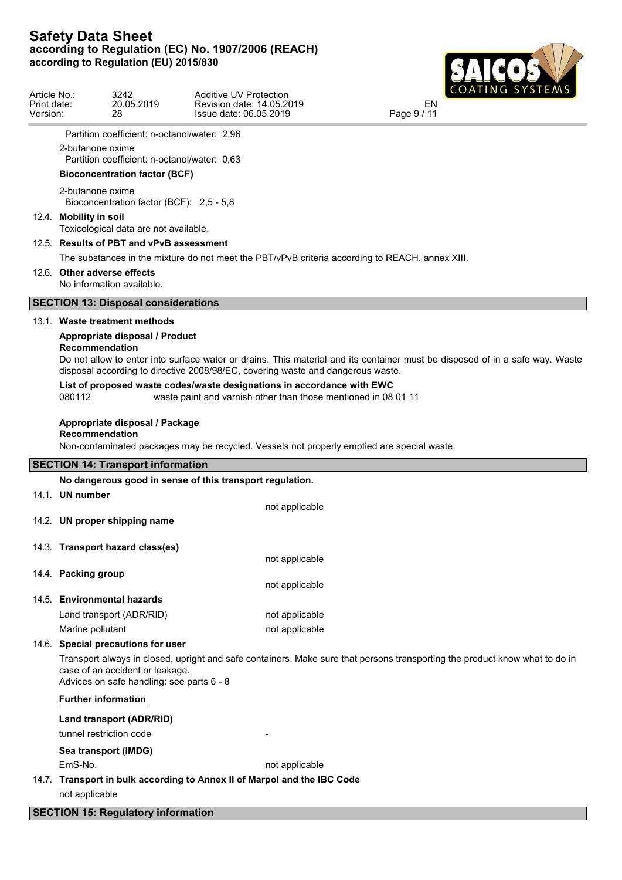Partition coefficient: n-octanol/water: 2,96

2-butanone oxime
Partition coefficient: n-octanol/water: 0,63

**Bioconcentration factor (BCF)**

2-butanone oxime
Bioconcentration factor (BCF): 2,5 - 5,8

### 12.4. Mobility in soil

Toxicological data are not available.

### 12.5. Results of PBT and vPvB assessment

The substances in the mixture do not meet the PBT/vPvB criteria according to REACH, annex XIII.

### 12.6. Other adverse effects

No information available.

## SECTION 13: Disposal considerations

### 13.1. Waste treatment methods

**Appropriate disposal / Product**
**Recommendation**
Do not allow to enter into surface water or drains. This material and its container must be disposed of in a safe way. Waste disposal according to directive 2008/98/EC, covering waste and dangerous waste.

**List of proposed waste codes/waste designations in accordance with EWC**

080112 waste paint and varnish other than those mentioned in 08 01 11

**Appropriate disposal / Package**
**Recommendation**
Non-contaminated packages may be recycled. Vessels not properly emptied are special waste.

## SECTION 14: Transport information

**No dangerous good in sense of this transport regulation.**

### 14.1. UN number

not applicable

### 14.2. UN proper shipping name

### 14.3. Transport hazard class(es)

not applicable

### 14.4. Packing group

not applicable

### 14.5. Environmental hazards

| | |
|---|---|
| Land transport (ADR/RID) | not applicable |
| Marine pollutant | not applicable |

### 14.6. Special precautions for user

Transport always in closed, upright and safe containers. Make sure that persons transporting the product know what to do in case of an accident or leakage.
Advices on safe handling: see parts 6 - 8

**Further information**

**Land transport (ADR/RID)**

| | |
|---|---|
| tunnel restriction code | - |

**Sea transport (IMDG)**

| | |
|---|---|
| EmS-No. | not applicable |

### 14.7. Transport in bulk according to Annex II of Marpol and the IBC Code

not applicable

## SECTION 15: Regulatory information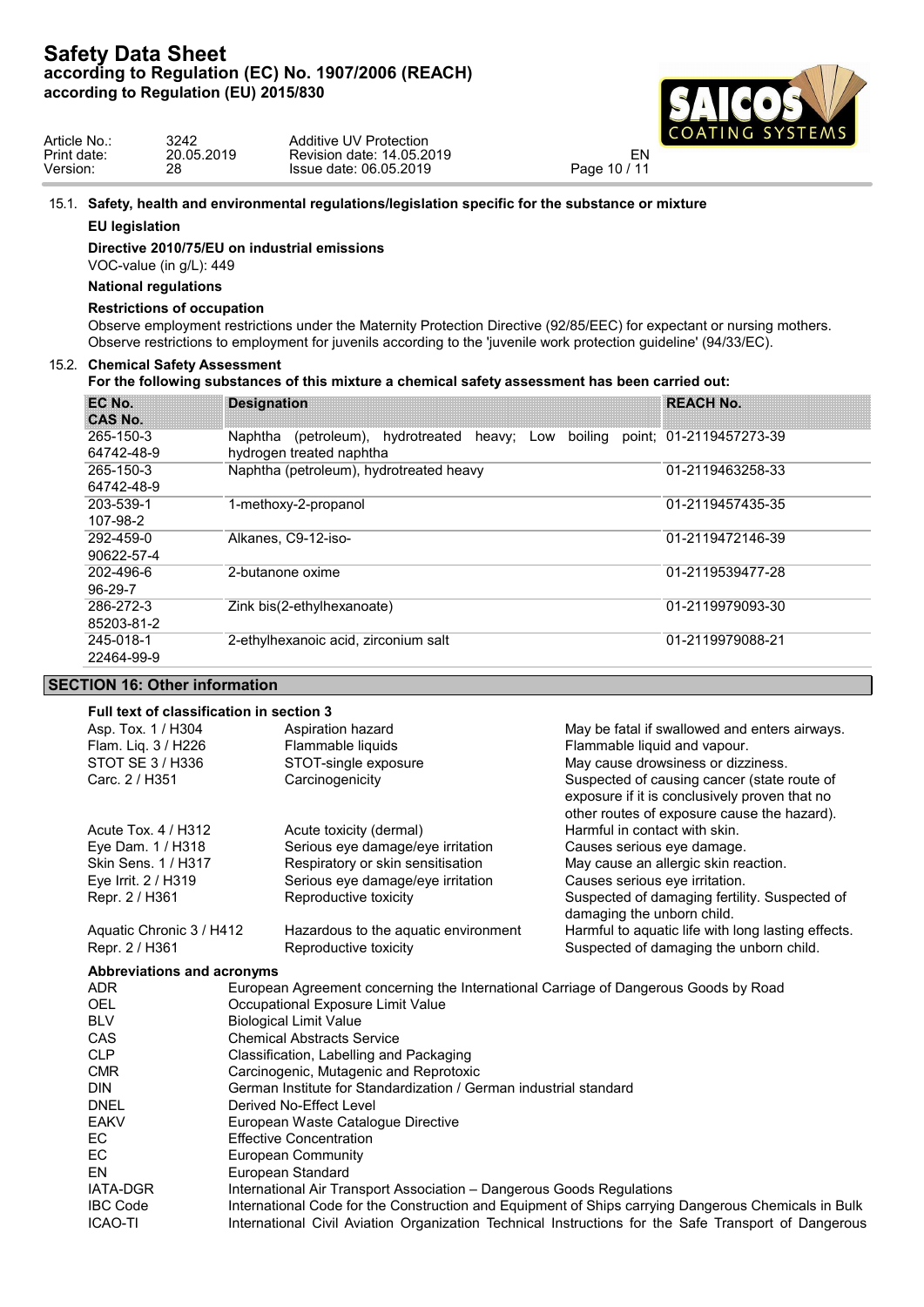### 15.1. Safety, health and environmental regulations/legislation specific for the substance or mixture

**EU legislation**

**Directive 2010/75/EU on industrial emissions**

VOC-value (in g/L): 449

**National regulations**

**Restrictions of occupation**

Observe employment restrictions under the Maternity Protection Directive (92/85/EEC) for expectant or nursing mothers. Observe restrictions to employment for juvenils according to the 'juvenile work protection guideline' (94/33/EC).

### 15.2. Chemical Safety Assessment

**For the following substances of this mixture a chemical safety assessment has been carried out:**

| EC No. CAS No. | Designation | REACH No. |
|---|---|---|
| 265-150-3 64742-48-9 | Naphtha (petroleum), hydrotreated heavy; Low boiling point; hydrogen treated naphtha | 01-2119457273-39 |
| 265-150-3 64742-48-9 | Naphtha (petroleum), hydrotreated heavy | 01-2119463258-33 |
| 203-539-1 107-98-2 | 1-methoxy-2-propanol | 01-2119457435-35 |
| 292-459-0 90622-57-4 | Alkanes, C9-12-iso- | 01-2119472146-39 |
| 202-496-6 96-29-7 | 2-butanone oxime | 01-2119539477-28 |
| 286-272-3 85203-81-2 | Zink bis(2-ethylhexanoate) | 01-2119979093-30 |
| 245-018-1 22464-99-9 | 2-ethylhexanoic acid, zirconium salt | 01-2119979088-21 |

## SECTION 16: Other information

**Full text of classification in section 3**

| | | |
|---|---|---|
| Asp. Tox. 1 / H304 | Aspiration hazard | May be fatal if swallowed and enters airways. |
| Flam. Liq. 3 / H226 | Flammable liquids | Flammable liquid and vapour. |
| STOT SE 3 / H336 | STOT-single exposure | May cause drowsiness or dizziness. |
| Carc. 2 / H351 | Carcinogenicity | Suspected of causing cancer (state route of exposure if it is conclusively proven that no other routes of exposure cause the hazard). |
| Acute Tox. 4 / H312 | Acute toxicity (dermal) | Harmful in contact with skin. |
| Eye Dam. 1 / H318 | Serious eye damage/eye irritation | Causes serious eye damage. |
| Skin Sens. 1 / H317 | Respiratory or skin sensitisation | May cause an allergic skin reaction. |
| Eye Irrit. 2 / H319 | Serious eye damage/eye irritation | Causes serious eye irritation. |
| Repr. 2 / H361 | Reproductive toxicity | Suspected of damaging fertility. Suspected of damaging the unborn child. |
| Aquatic Chronic 3 / H412 | Hazardous to the aquatic environment | Harmful to aquatic life with long lasting effects. |
| Repr. 2 / H361 | Reproductive toxicity | Suspected of damaging the unborn child. |

**Abbreviations and acronyms**

| | |
|---|---|
| ADR | European Agreement concerning the International Carriage of Dangerous Goods by Road |
| OEL | Occupational Exposure Limit Value |
| BLV | Biological Limit Value |
| CAS | Chemical Abstracts Service |
| CLP | Classification, Labelling and Packaging |
| CMR | Carcinogenic, Mutagenic and Reprotoxic |
| DIN | German Institute for Standardization / German industrial standard |
| DNEL | Derived No-Effect Level |
| EAKV | European Waste Catalogue Directive |
| EC | Effective Concentration |
| EC | European Community |
| EN | European Standard |
| IATA-DGR | International Air Transport Association – Dangerous Goods Regulations |
| IBC Code | International Code for the Construction and Equipment of Ships carrying Dangerous Chemicals in Bulk |
| ICAO-TI | International Civil Aviation Organization Technical Instructions for the Safe Transport of Dangerous |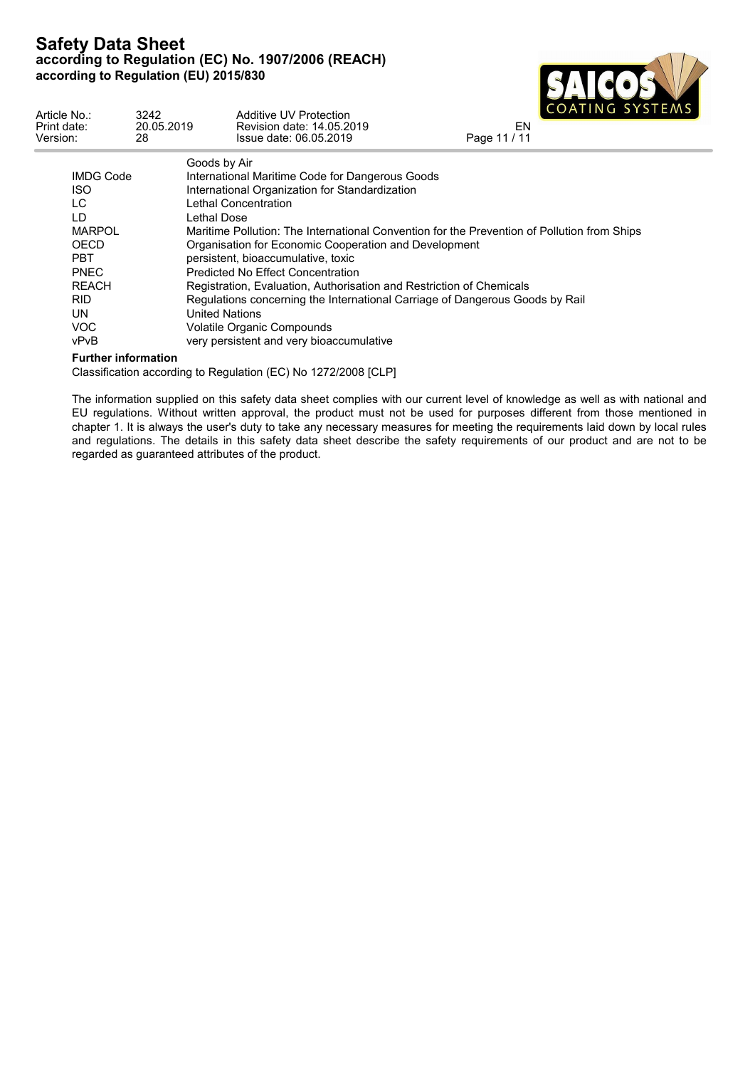| | |
|---|---|
| | Goods by Air |
| IMDG Code | International Maritime Code for Dangerous Goods |
| ISO | International Organization for Standardization |
| LC | Lethal Concentration |
| LD | Lethal Dose |
| MARPOL | Maritime Pollution: The International Convention for the Prevention of Pollution from Ships |
| OECD | Organisation for Economic Cooperation and Development |
| PBT | persistent, bioaccumulative, toxic |
| PNEC | Predicted No Effect Concentration |
| REACH | Registration, Evaluation, Authorisation and Restriction of Chemicals |
| RID | Regulations concerning the International Carriage of Dangerous Goods by Rail |
| UN | United Nations |
| VOC | Volatile Organic Compounds |
| vPvB | very persistent and very bioaccumulative |

**Further information**

Classification according to Regulation (EC) No 1272/2008 [CLP]

The information supplied on this safety data sheet complies with our current level of knowledge as well as with national and EU regulations. Without written approval, the product must not be used for purposes different from those mentioned in chapter 1. It is always the user's duty to take any necessary measures for meeting the requirements laid down by local rules and regulations. The details in this safety data sheet describe the safety requirements of our product and are not to be regarded as guaranteed attributes of the product.